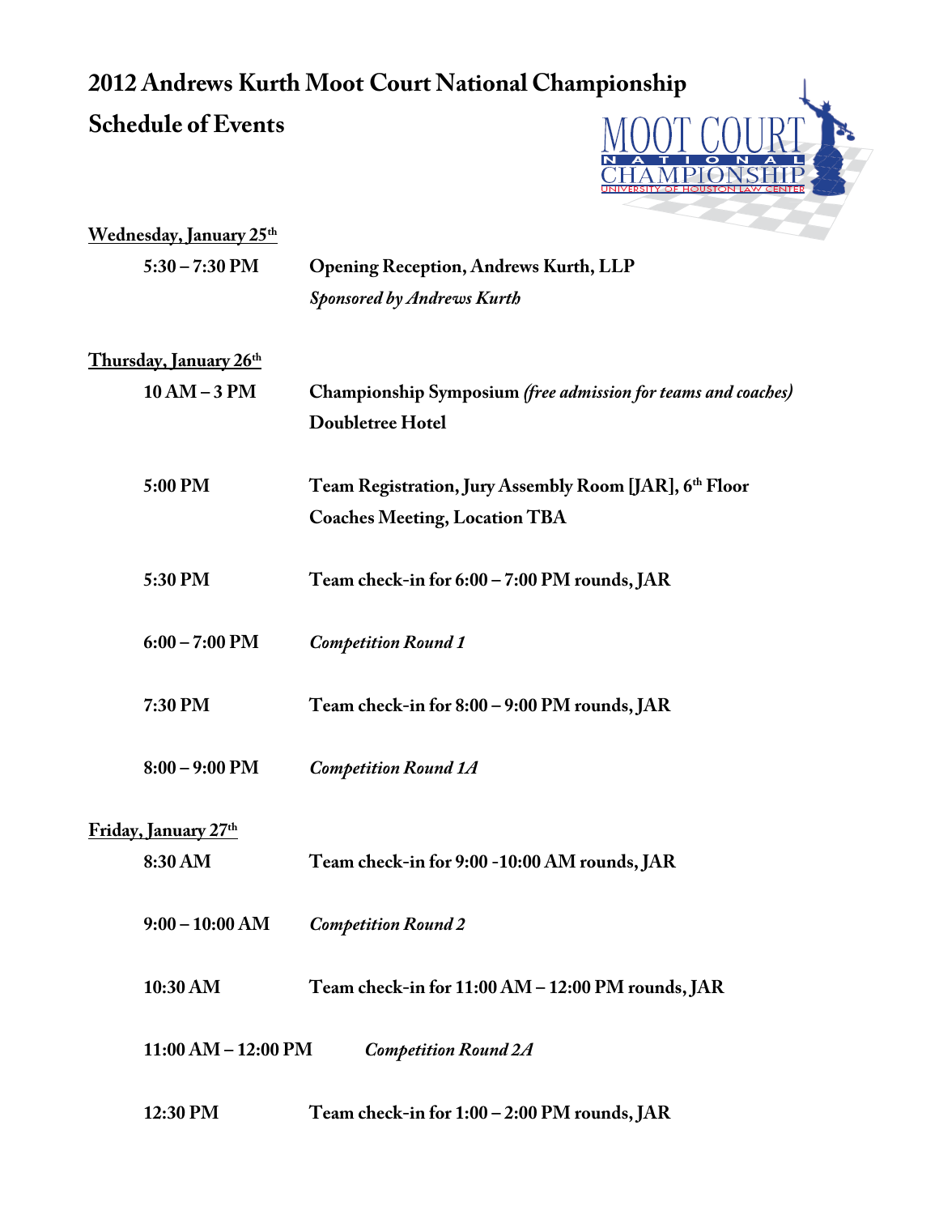# 2012 Andrews Kurth Moot Court National Championship

## Schedule of Events

**Wednesday, January 25th**

| | |
|---|---|
| **5:30 – 7:30 PM** | **Opening Reception, Andrews Kurth, LLP**<br>***Sponsored by Andrews Kurth*** |

**Thursday, January 26th**

| | |
|---|---|
| **10 AM – 3 PM** | **Championship Symposium** ***(free admission for teams and coaches)***<br>**Doubletree Hotel** |
| **5:00 PM** | **Team Registration, Jury Assembly Room [JAR], 6th Floor**<br>**Coaches Meeting, Location TBA** |
| **5:30 PM** | **Team check-in for 6:00 – 7:00 PM rounds, JAR** |
| **6:00 – 7:00 PM** | ***Competition Round 1*** |
| **7:30 PM** | **Team check-in for 8:00 – 9:00 PM rounds, JAR** |
| **8:00 – 9:00 PM** | ***Competition Round 1A*** |

**Friday, January 27th**

| | |
|---|---|
| **8:30 AM** | **Team check-in for 9:00 -10:00 AM rounds, JAR** |
| **9:00 – 10:00 AM** | ***Competition Round 2*** |
| **10:30 AM** | **Team check-in for 11:00 AM – 12:00 PM rounds, JAR** |
| **11:00 AM – 12:00 PM** | ***Competition Round 2A*** |
| **12:30 PM** | **Team check-in for 1:00 – 2:00 PM rounds, JAR** |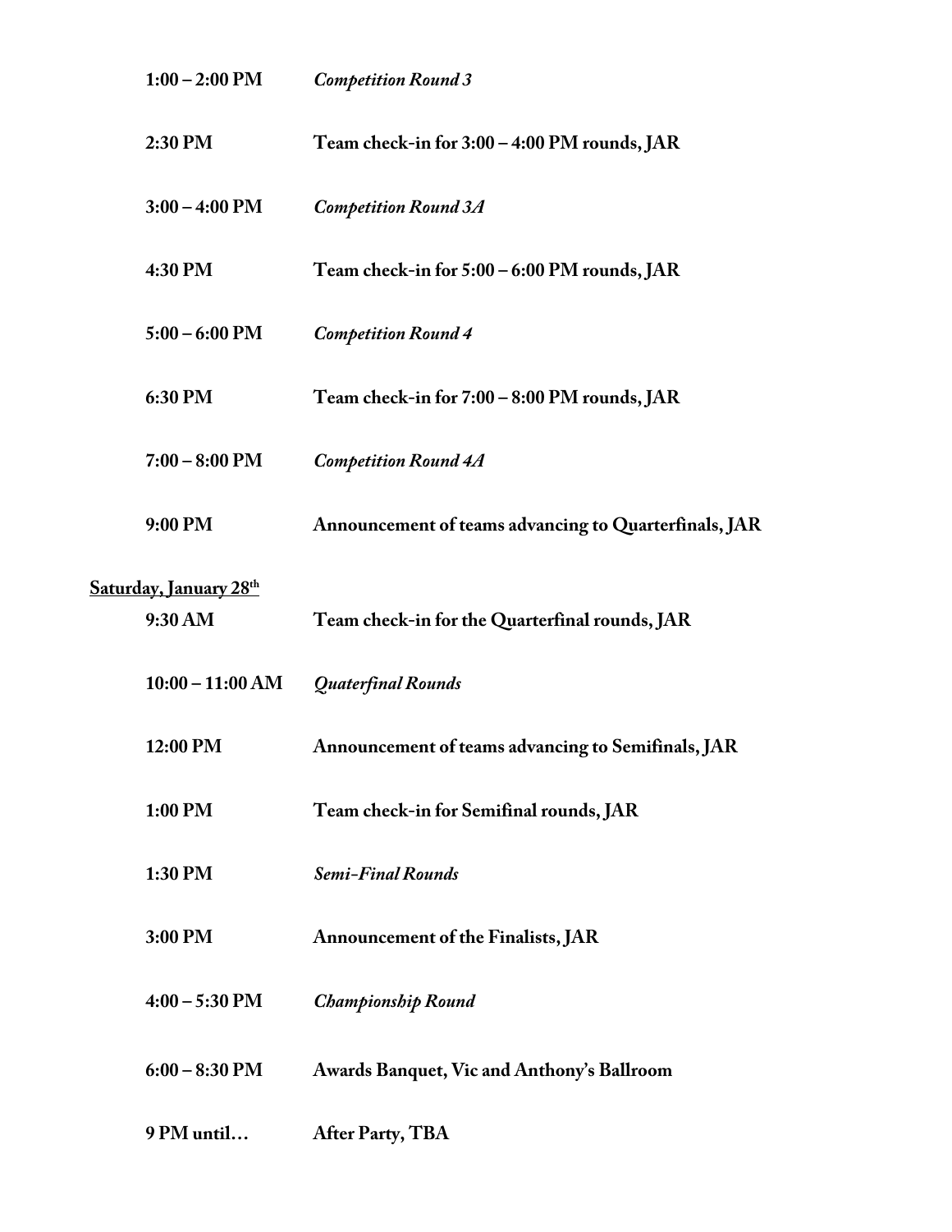**1:00 – 2:00 PM** ***Competition Round 3***

**2:30 PM** **Team check-in for 3:00 – 4:00 PM rounds, JAR**

**3:00 – 4:00 PM** ***Competition Round 3A***

**4:30 PM** **Team check-in for 5:00 – 6:00 PM rounds, JAR**

**5:00 – 6:00 PM** ***Competition Round 4***

**6:30 PM** **Team check-in for 7:00 – 8:00 PM rounds, JAR**

**7:00 – 8:00 PM** ***Competition Round 4A***

**9:00 PM** **Announcement of teams advancing to Quarterfinals, JAR**

**Saturday, January 28th**

**9:30 AM** **Team check-in for the Quarterfinal rounds, JAR**

**10:00 – 11:00 AM** ***Quaterfinal Rounds***

**12:00 PM** **Announcement of teams advancing to Semifinals, JAR**

**1:00 PM** **Team check-in for Semifinal rounds, JAR**

**1:30 PM** ***Semi-Final Rounds***

**3:00 PM** **Announcement of the Finalists, JAR**

**4:00 – 5:30 PM** ***Championship Round***

**6:00 – 8:30 PM** **Awards Banquet, Vic and Anthony's Ballroom**

**9 PM until…** **After Party, TBA**